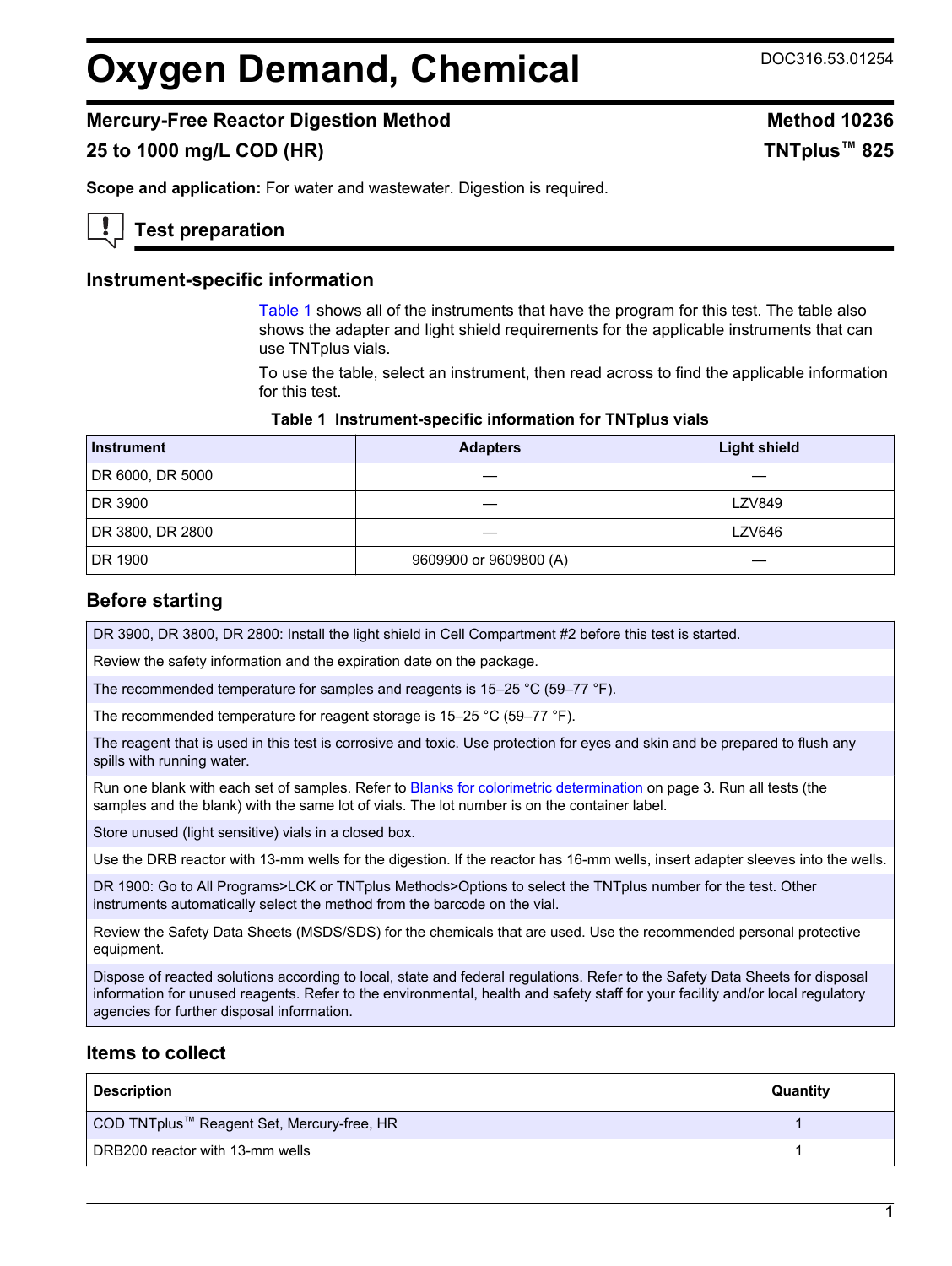# Oxygen Demand, Chemical

DOC316.53.01254

## Mercury-Free Reactor Digestion Method

## 25 to 1000 mg/L COD (HR)

**Method 10236**

**TNTplus™ 825**

**Scope and application:** For water and wastewater. Digestion is required.

## Test preparation

### Instrument-specific information

Table 1 shows all of the instruments that have the program for this test. The table also shows the adapter and light shield requirements for the applicable instruments that can use TNTplus vials.

To use the table, select an instrument, then read across to find the applicable information for this test.

**Table 1 Instrument-specific information for TNTplus vials**

| Instrument | Adapters | Light shield |
|---|---|---|
| DR 6000, DR 5000 | — | — |
| DR 3900 | — | LZV849 |
| DR 3800, DR 2800 | — | LZV646 |
| DR 1900 | 9609900 or 9609800 (A) | — |

### Before starting

DR 3900, DR 3800, DR 2800: Install the light shield in Cell Compartment #2 before this test is started.

Review the safety information and the expiration date on the package.

The recommended temperature for samples and reagents is 15–25 °C (59–77 °F).

The recommended temperature for reagent storage is 15–25 °C (59–77 °F).

The reagent that is used in this test is corrosive and toxic. Use protection for eyes and skin and be prepared to flush any spills with running water.

Run one blank with each set of samples. Refer to Blanks for colorimetric determination on page 3. Run all tests (the samples and the blank) with the same lot of vials. The lot number is on the container label.

Store unused (light sensitive) vials in a closed box.

Use the DRB reactor with 13-mm wells for the digestion. If the reactor has 16-mm wells, insert adapter sleeves into the wells.

DR 1900: Go to All Programs>LCK or TNTplus Methods>Options to select the TNTplus number for the test. Other instruments automatically select the method from the barcode on the vial.

Review the Safety Data Sheets (MSDS/SDS) for the chemicals that are used. Use the recommended personal protective equipment.

Dispose of reacted solutions according to local, state and federal regulations. Refer to the Safety Data Sheets for disposal information for unused reagents. Refer to the environmental, health and safety staff for your facility and/or local regulatory agencies for further disposal information.

### Items to collect

| Description | Quantity |
|---|---|
| COD TNTplus™ Reagent Set, Mercury-free, HR | 1 |
| DRB200 reactor with 13-mm wells | 1 |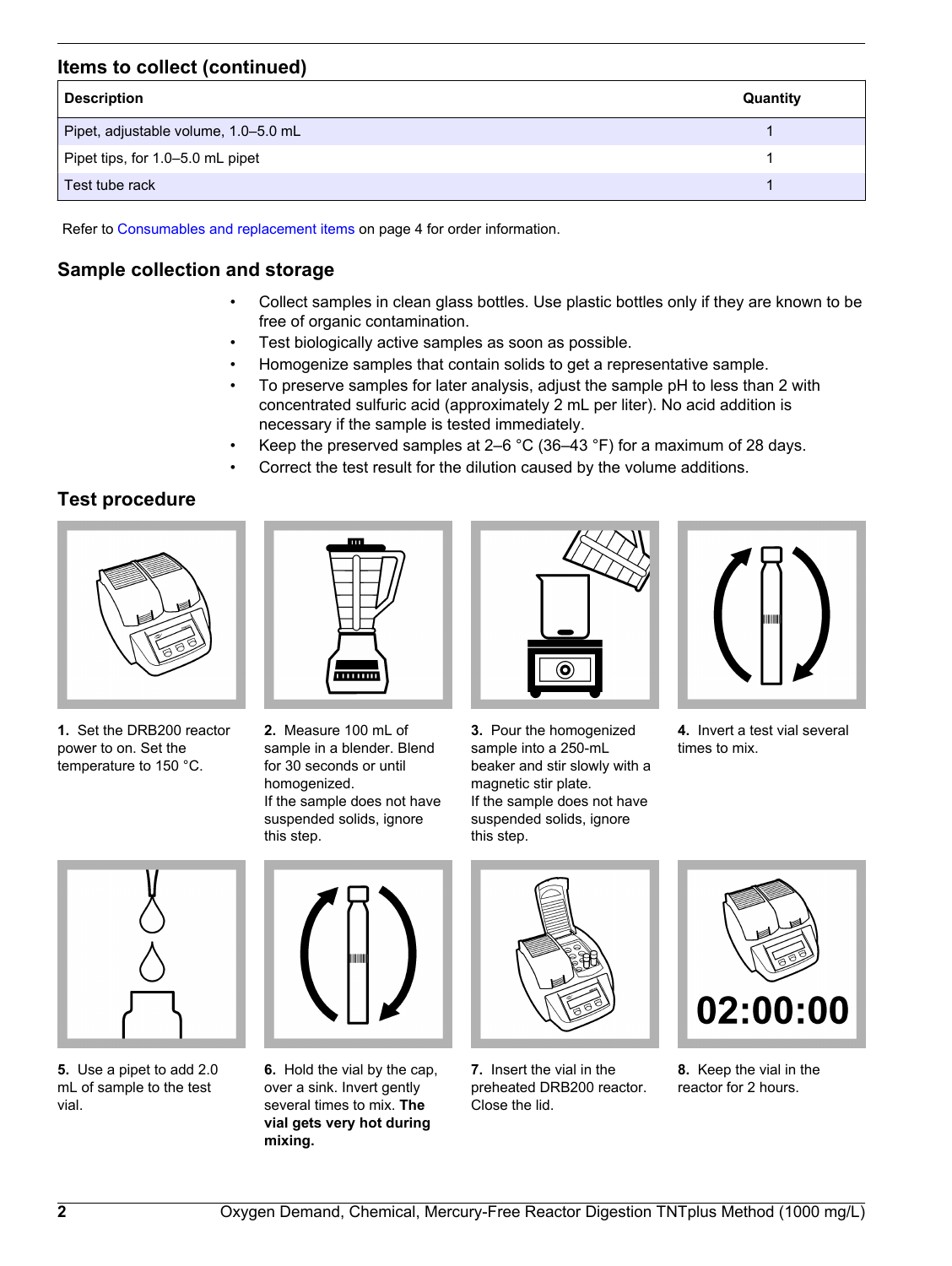## Items to collect (continued)

| Description | Quantity |
| --- | --- |
| Pipet, adjustable volume, 1.0–5.0 mL | 1 |
| Pipet tips, for 1.0–5.0 mL pipet | 1 |
| Test tube rack | 1 |

Refer to Consumables and replacement items on page 4 for order information.

## Sample collection and storage

- Collect samples in clean glass bottles. Use plastic bottles only if they are known to be free of organic contamination.
- Test biologically active samples as soon as possible.
- Homogenize samples that contain solids to get a representative sample.
- To preserve samples for later analysis, adjust the sample pH to less than 2 with concentrated sulfuric acid (approximately 2 mL per liter). No acid addition is necessary if the sample is tested immediately.
- Keep the preserved samples at 2–6 °C (36–43 °F) for a maximum of 28 days.
- Correct the test result for the dilution caused by the volume additions.

## Test procedure

**1.** Set the DRB200 reactor power to on. Set the temperature to 150 °C.

**2.** Measure 100 mL of sample in a blender. Blend for 30 seconds or until homogenized.
If the sample does not have suspended solids, ignore this step.

**3.** Pour the homogenized sample into a 250-mL beaker and stir slowly with a magnetic stir plate.
If the sample does not have suspended solids, ignore this step.

**4.** Invert a test vial several times to mix.

**5.** Use a pipet to add 2.0 mL of sample to the test vial.

**6.** Hold the vial by the cap, over a sink. Invert gently several times to mix. **The vial gets very hot during mixing.**

**7.** Insert the vial in the preheated DRB200 reactor. Close the lid.

**8.** Keep the vial in the reactor for 2 hours.

02:00:00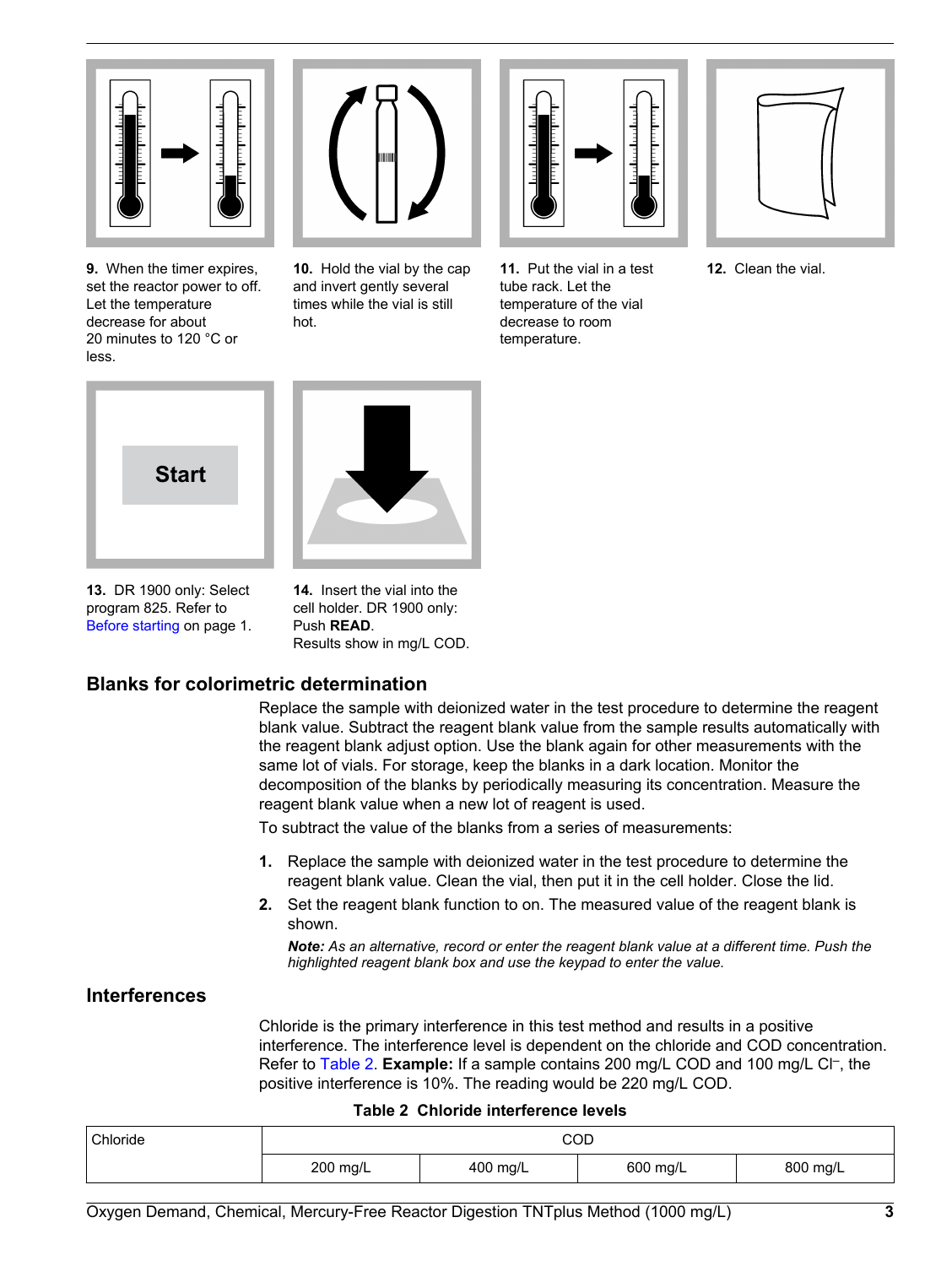**9.** When the timer expires, set the reactor power to off. Let the temperature decrease for about 20 minutes to 120 °C or less.

**10.** Hold the vial by the cap and invert gently several times while the vial is still hot.

**11.** Put the vial in a test tube rack. Let the temperature of the vial decrease to room temperature.

**12.** Clean the vial.

**13.** DR 1900 only: Select program 825. Refer to Before starting on page 1.

**14.** Insert the vial into the cell holder. DR 1900 only: Push **READ**. Results show in mg/L COD.

## Blanks for colorimetric determination

Replace the sample with deionized water in the test procedure to determine the reagent blank value. Subtract the reagent blank value from the sample results automatically with the reagent blank adjust option. Use the blank again for other measurements with the same lot of vials. For storage, keep the blanks in a dark location. Monitor the decomposition of the blanks by periodically measuring its concentration. Measure the reagent blank value when a new lot of reagent is used.

To subtract the value of the blanks from a series of measurements:

1. Replace the sample with deionized water in the test procedure to determine the reagent blank value. Clean the vial, then put it in the cell holder. Close the lid.
2. Set the reagent blank function to on. The measured value of the reagent blank is shown.

   ***Note:*** *As an alternative, record or enter the reagent blank value at a different time. Push the highlighted reagent blank box and use the keypad to enter the value.*

## Interferences

Chloride is the primary interference in this test method and results in a positive interference. The interference level is dependent on the chloride and COD concentration. Refer to Table 2. **Example:** If a sample contains 200 mg/L COD and 100 mg/L $Cl^-$, the positive interference is 10%. The reading would be 220 mg/L COD.

**Table 2 Chloride interference levels**

| Chloride | COD | | | |
|---|---|---|---|---|
| | 200 mg/L | 400 mg/L | 600 mg/L | 800 mg/L |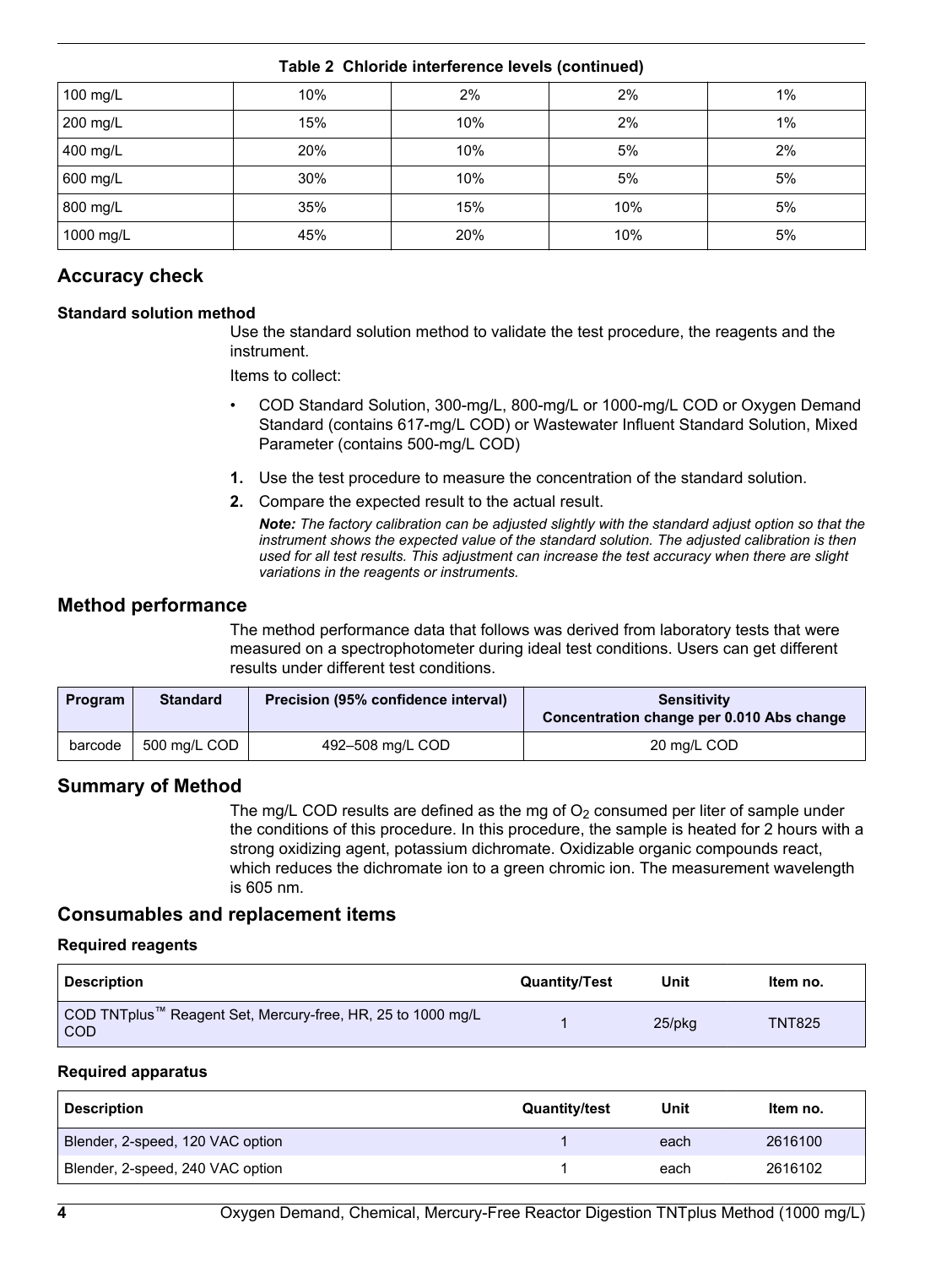**Table 2 Chloride interference levels (continued)**

| | | | | |
|---|---|---|---|---|
| 100 mg/L | 10% | 2% | 2% | 1% |
| 200 mg/L | 15% | 10% | 2% | 1% |
| 400 mg/L | 20% | 10% | 5% | 2% |
| 600 mg/L | 30% | 10% | 5% | 5% |
| 800 mg/L | 35% | 15% | 10% | 5% |
| 1000 mg/L | 45% | 20% | 10% | 5% |

## Accuracy check

### Standard solution method

Use the standard solution method to validate the test procedure, the reagents and the instrument.

Items to collect:

- COD Standard Solution, 300-mg/L, 800-mg/L or 1000-mg/L COD or Oxygen Demand Standard (contains 617-mg/L COD) or Wastewater Influent Standard Solution, Mixed Parameter (contains 500-mg/L COD)

1. Use the test procedure to measure the concentration of the standard solution.
2. Compare the expected result to the actual result.

   ***Note:** The factory calibration can be adjusted slightly with the standard adjust option so that the instrument shows the expected value of the standard solution. The adjusted calibration is then used for all test results. This adjustment can increase the test accuracy when there are slight variations in the reagents or instruments.*

## Method performance

The method performance data that follows was derived from laboratory tests that were measured on a spectrophotometer during ideal test conditions. Users can get different results under different test conditions.

| Program | Standard | Precision (95% confidence interval) | Sensitivity Concentration change per 0.010 Abs change |
|---|---|---|---|
| barcode | 500 mg/L COD | 492–508 mg/L COD | 20 mg/L COD |

## Summary of Method

The mg/L COD results are defined as the mg of $O_2$ consumed per liter of sample under the conditions of this procedure. In this procedure, the sample is heated for 2 hours with a strong oxidizing agent, potassium dichromate. Oxidizable organic compounds react, which reduces the dichromate ion to a green chromic ion. The measurement wavelength is 605 nm.

## Consumables and replacement items

### Required reagents

| Description | Quantity/Test | Unit | Item no. |
|---|---|---|---|
| COD TNTplus™ Reagent Set, Mercury-free, HR, 25 to 1000 mg/L COD | 1 | 25/pkg | TNT825 |

### Required apparatus

| Description | Quantity/test | Unit | Item no. |
|---|---|---|---|
| Blender, 2-speed, 120 VAC option | 1 | each | 2616100 |
| Blender, 2-speed, 240 VAC option | 1 | each | 2616102 |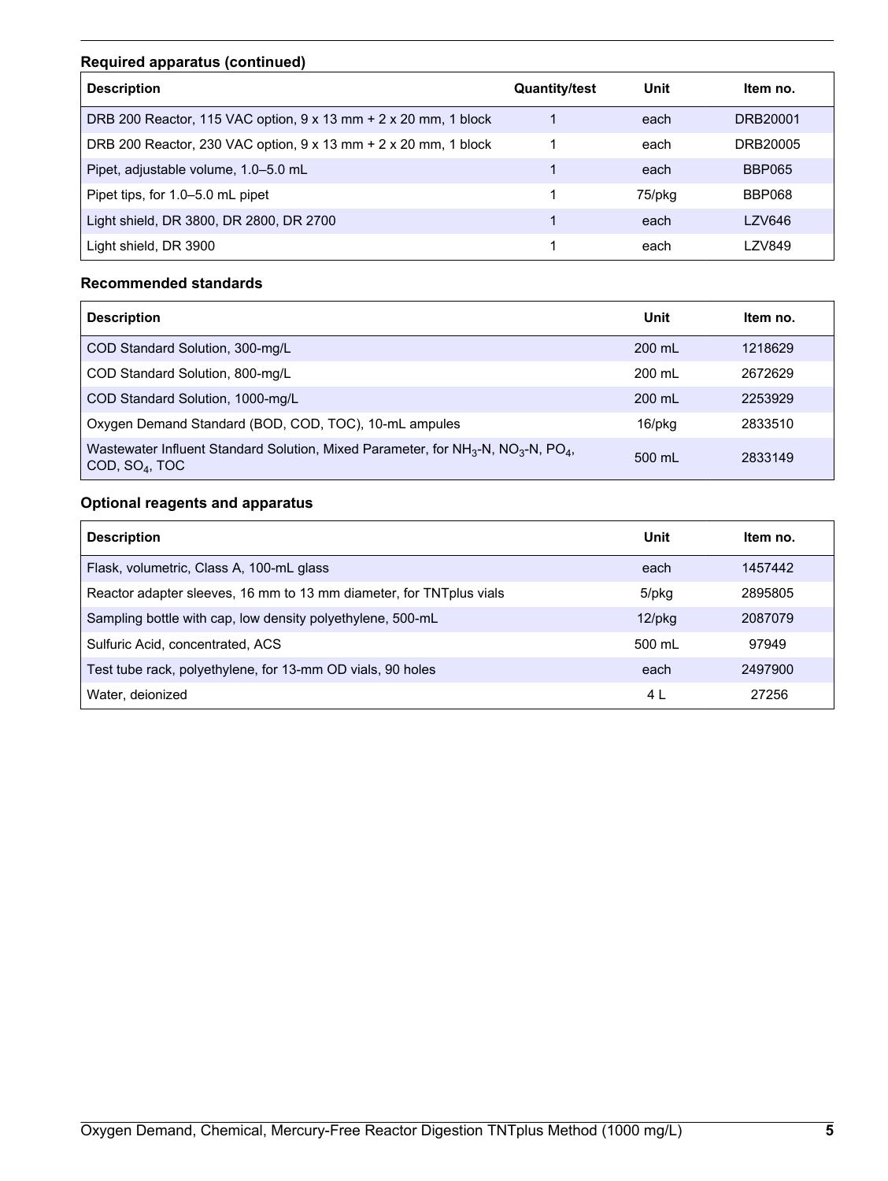### Required apparatus (continued)

| Description | Quantity/test | Unit | Item no. |
|---|---|---|---|
| DRB 200 Reactor, 115 VAC option, 9 x 13 mm + 2 x 20 mm, 1 block | 1 | each | DRB20001 |
| DRB 200 Reactor, 230 VAC option, 9 x 13 mm + 2 x 20 mm, 1 block | 1 | each | DRB20005 |
| Pipet, adjustable volume, 1.0–5.0 mL | 1 | each | BBP065 |
| Pipet tips, for 1.0–5.0 mL pipet | 1 | 75/pkg | BBP068 |
| Light shield, DR 3800, DR 2800, DR 2700 | 1 | each | LZV646 |
| Light shield, DR 3900 | 1 | each | LZV849 |

### Recommended standards

| Description | Unit | Item no. |
|---|---|---|
| COD Standard Solution, 300-mg/L | 200 mL | 1218629 |
| COD Standard Solution, 800-mg/L | 200 mL | 2672629 |
| COD Standard Solution, 1000-mg/L | 200 mL | 2253929 |
| Oxygen Demand Standard (BOD, COD, TOC), 10-mL ampules | 16/pkg | 2833510 |
| Wastewater Influent Standard Solution, Mixed Parameter, for $NH_3$-N, $NO_3$-N, $PO_4$, COD, $SO_4$, TOC | 500 mL | 2833149 |

### Optional reagents and apparatus

| Description | Unit | Item no. |
|---|---|---|
| Flask, volumetric, Class A, 100-mL glass | each | 1457442 |
| Reactor adapter sleeves, 16 mm to 13 mm diameter, for TNTplus vials | 5/pkg | 2895805 |
| Sampling bottle with cap, low density polyethylene, 500-mL | 12/pkg | 2087079 |
| Sulfuric Acid, concentrated, ACS | 500 mL | 97949 |
| Test tube rack, polyethylene, for 13-mm OD vials, 90 holes | each | 2497900 |
| Water, deionized | 4 L | 27256 |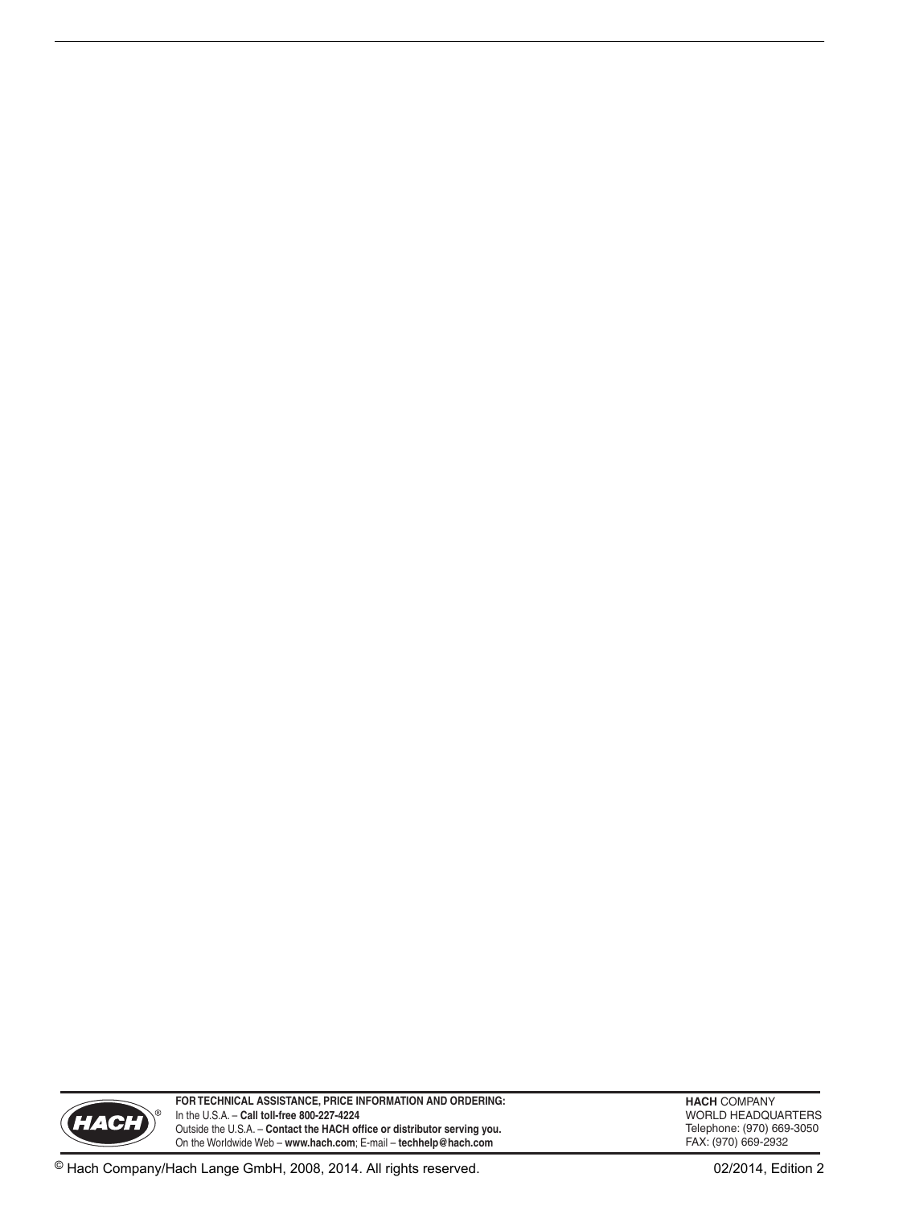**FOR TECHNICAL ASSISTANCE, PRICE INFORMATION AND ORDERING:**
In the U.S.A. – **Call toll-free 800-227-4224**
Outside the U.S.A. – **Contact the HACH office or distributor serving you.**
On the Worldwide Web – **www.hach.com**; E-mail – **techhelp@hach.com**

**HACH** COMPANY
WORLD HEADQUARTERS
Telephone: (970) 669-3050
FAX: (970) 669-2932

© Hach Company/Hach Lange GmbH, 2008, 2014. All rights reserved.

02/2014, Edition 2